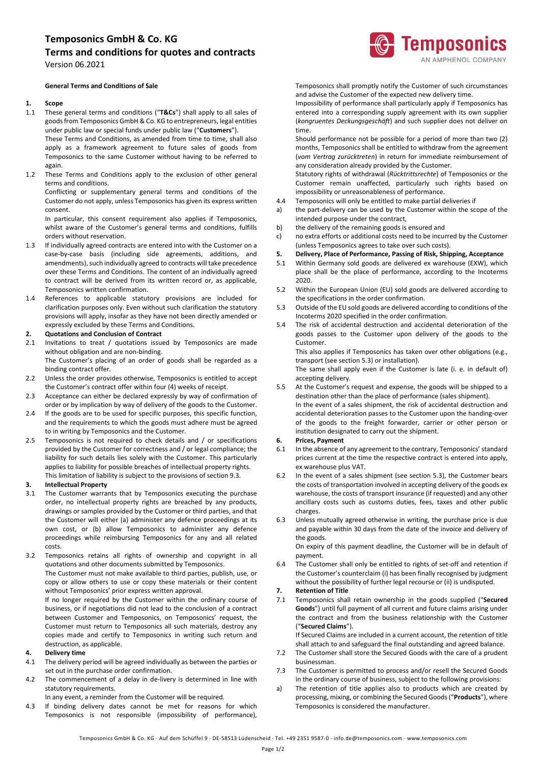# Temposonics GmbH & Co. KG
# Terms and conditions for quotes and contracts

Version 06.2021

**General Terms and Conditions of Sale**

**1. Scope**

1.1 These general terms and conditions ("**T&Cs**") shall apply to all sales of goods from Temposonics GmbH & Co. KG to entrepreneurs, legal entities under public law or special funds under public law ("**Customers**").

These Terms and Conditions, as amended from time to time, shall also apply as a framework agreement to future sales of goods from Temposonics to the same Customer without having to be referred to again.

1.2 These Terms and Conditions apply to the exclusion of other general terms and conditions.

Conflicting or supplementary general terms and conditions of the Customer do not apply, unless Temposonics has given its express written consent.

In particular, this consent requirement also applies if Temposonics, whilst aware of the Customer's general terms and conditions, fulfils orders without reservation.

1.3 If individually agreed contracts are entered into with the Customer on a case-by-case basis (including side agreements, additions, and amendments), such individually agreed to contracts will take precedence over these Terms and Conditions. The content of an individually agreed to contract will be derived from its written record or, as applicable, Temposonics written confirmation.

1.4 References to applicable statutory provisions are included for clarification purposes only. Even without such clarification the statutory provisions will apply, insofar as they have not been directly amended or expressly excluded by these Terms and Conditions.

**2. Quotations and Conclusion of Contract**

2.1 Invitations to treat / quotations issued by Temposonics are made without obligation and are non-binding.

The Customer's placing of an order of goods shall be regarded as a binding contract offer.

2.2 Unless the order provides otherwise, Temposonics is entitled to accept the Customer's contract offer within four (4) weeks of receipt.

2.3 Acceptance can either be declared expressly by way of confirmation of order or by implication by way of delivery of the goods to the Customer.

2.4 If the goods are to be used for specific purposes, this specific function, and the requirements to which the goods must adhere must be agreed to in writing by Temposonics and the Customer.

2.5 Temposonics is not required to check details and / or specifications provided by the Customer for correctness and / or legal compliance; the liability for such details lies solely with the Customer. This particularly applies to liability for possible breaches of intellectual property rights. This limitation of liability is subject to the provisions of section 9.3.

**3. Intellectual Property**

3.1 The Customer warrants that by Temposonics executing the purchase order, no intellectual property rights are breached by any products, drawings or samples provided by the Customer or third parties, and that the Customer will either (a) administer any defence proceedings at its own cost, or (b) allow Temposonics to administer any defence proceedings while reimbursing Temposonics for any and all related costs.

3.2 Temposonics retains all rights of ownership and copyright in all quotations and other documents submitted by Temposonics.

The Customer must not make available to third parties, publish, use, or copy or allow others to use or copy these materials or their content without Temposonics' prior express written approval.

If no longer required by the Customer within the ordinary course of business, or if negotiations did not lead to the conclusion of a contract between Customer and Temposonics, on Temposonics' request, the Customer must return to Temposonics all such materials, destroy any copies made and certify to Temposonics in writing such return and destruction, as applicable.

**4. Delivery time**

4.1 The delivery period will be agreed individually as between the parties or set out in the purchase order confirmation.

4.2 The commencement of a delay in de-livery is determined in line with statutory requirements.

In any event, a reminder from the Customer will be required.

4.3 If binding delivery dates cannot be met for reasons for which Temposonics is not responsible (impossibility of performance), Temposonics shall promptly notify the Customer of such circumstances and advise the Customer of the expected new delivery time.

Impossibility of performance shall particularly apply if Temposonics has entered into a corresponding supply agreement with its own supplier (*kongruentes Deckungsgeschäft*) and such supplier does not deliver on time.

Should performance not be possible for a period of more than two (2) months, Temposonics shall be entitled to withdraw from the agreement (*vom Vertrag zurücktreten*) in return for immediate reimbursement of any consideration already provided by the Customer.

Statutory rights of withdrawal (*Rücktrittsrechte*) of Temposonics or the Customer remain unaffected, particularly such rights based on impossibility or unreasonableness of performance.

4.4 Temposonics will only be entitled to make partial deliveries if

a) the part-delivery can be used by the Customer within the scope of the intended purpose under the contract,

b) the delivery of the remaining goods is ensured and

c) no extra efforts or additional costs need to be incurred by the Customer (unless Temposonics agrees to take over such costs).

**5. Delivery, Place of Performance, Passing of Risk, Shipping, Acceptance**

5.1 Within Germany sold goods are delivered ex warehouse (EXW), which place shall be the place of performance, according to the Incoterms 2020.

5.2 Within the European Union (EU) sold goods are delivered according to the specifications in the order confirmation.

5.3 Outside of the EU sold goods are delivered according to conditions of the Incoterms 2020 specified in the order confirmation.

5.4 The risk of accidental destruction and accidental deterioration of the goods passes to the Customer upon delivery of the goods to the Customer.

This also applies if Temposonics has taken over other obligations (e.g., transport (see section 5.3) or installation).

The same shall apply even if the Customer is late (i. e. in default of) accepting delivery.

5.5 At the Customer's request and expense, the goods will be shipped to a destination other than the place of performance (sales shipment).

In the event of a sales shipment, the risk of accidental destruction and accidental deterioration passes to the Customer upon the handing-over of the goods to the freight forwarder, carrier or other person or institution designated to carry out the shipment.

**6. Prices, Payment**

6.1 In the absence of any agreement to the contrary, Temposonics' standard prices current at the time the respective contract is entered into apply, ex warehouse plus VAT.

6.2 In the event of a sales shipment (see section 5.3), the Customer bears the costs of transportation involved in accepting delivery of the goods ex warehouse, the costs of transport insurance (if requested) and any other ancillary costs such as customs duties, fees, taxes and other public charges.

6.3 Unless mutually agreed otherwise in writing, the purchase price is due and payable within 30 days from the date of the invoice and delivery of the goods.

On expiry of this payment deadline, the Customer will be in default of payment.

6.4 The Customer shall only be entitled to rights of set-off and retention if the Customer's counterclaim (i) has been finally recognised by judgment without the possibility of further legal recourse or (ii) is undisputed.

**7. Retention of Title**

7.1 Temposonics shall retain ownership in the goods supplied ("**Secured Goods**") until full payment of all current and future claims arising under the contract and from the business relationship with the Customer ("**Secured Claims**").

If Secured Claims are included in a current account, the retention of title shall attach to and safeguard the final outstanding and agreed balance.

7.2 The Customer shall store the Secured Goods with the care of a prudent businessman.

7.3 The Customer is permitted to process and/or resell the Secured Goods in the ordinary course of business, subject to the following provisions:

a) The retention of title applies also to products which are created by processing, mixing, or combining the Secured Goods ("**Products**"), where Temposonics is considered the manufacturer.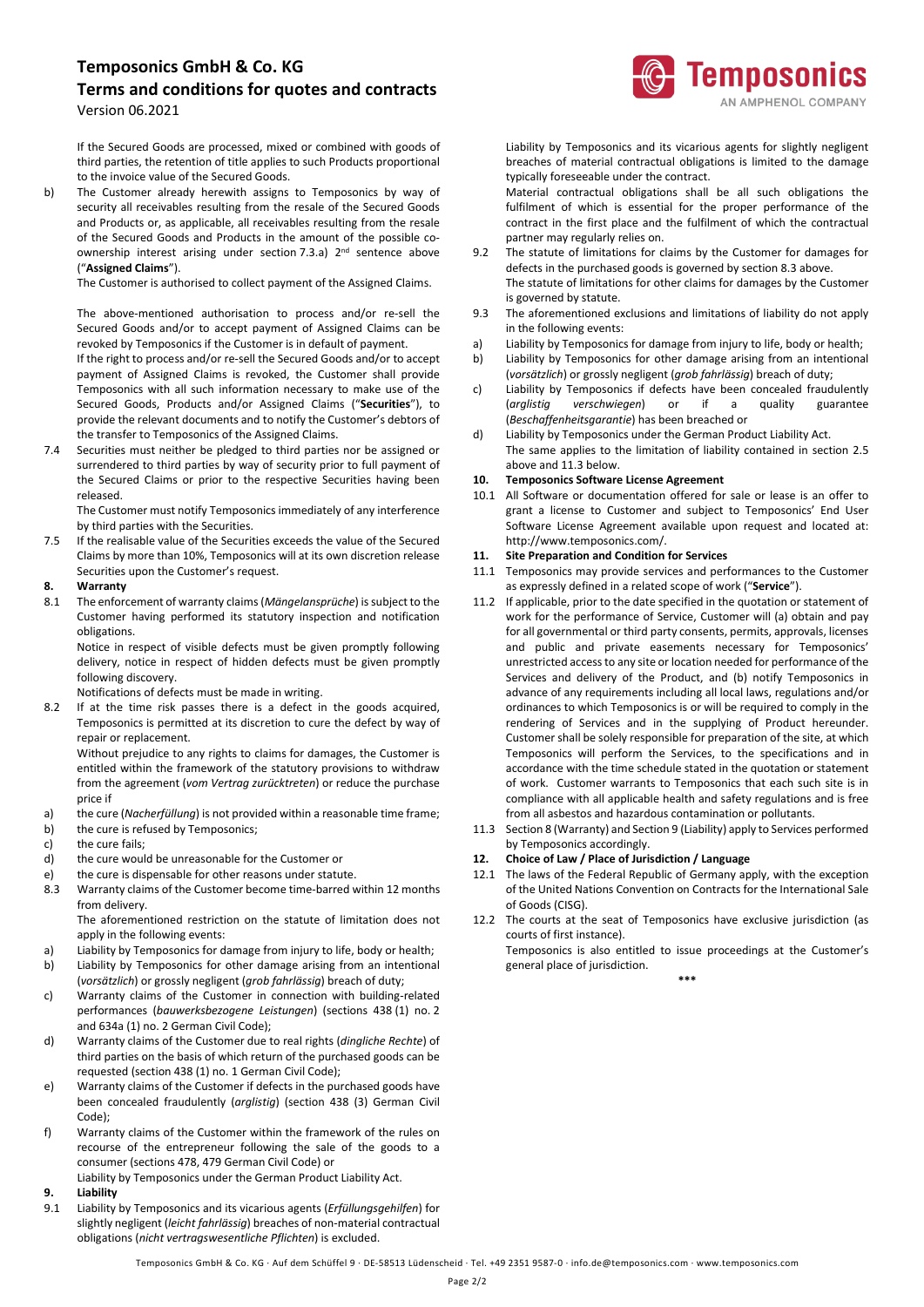# Temposonics GmbH & Co. KG
## Terms and conditions for quotes and contracts

Version 06.2021

If the Secured Goods are processed, mixed or combined with goods of third parties, the retention of title applies to such Products proportional to the invoice value of the Secured Goods.

b) The Customer already herewith assigns to Temposonics by way of security all receivables resulting from the resale of the Secured Goods and Products or, as applicable, all receivables resulting from the resale of the Secured Goods and Products in the amount of the possible co-ownership interest arising under section 7.3.a) 2nd sentence above ("**Assigned Claims**").

The Customer is authorised to collect payment of the Assigned Claims.

The above-mentioned authorisation to process and/or re-sell the Secured Goods and/or to accept payment of Assigned Claims can be revoked by Temposonics if the Customer is in default of payment.

If the right to process and/or re-sell the Secured Goods and/or to accept payment of Assigned Claims is revoked, the Customer shall provide Temposonics with all such information necessary to make use of the Secured Goods, Products and/or Assigned Claims ("**Securities**"), to provide the relevant documents and to notify the Customer's debtors of the transfer to Temposonics of the Assigned Claims.

7.4 Securities must neither be pledged to third parties nor be assigned or surrendered to third parties by way of security prior to full payment of the Secured Claims or prior to the respective Securities having been released.

The Customer must notify Temposonics immediately of any interference by third parties with the Securities.

7.5 If the realisable value of the Securities exceeds the value of the Secured Claims by more than 10%, Temposonics will at its own discretion release Securities upon the Customer's request.

**8. Warranty**

8.1 The enforcement of warranty claims (*Mängelansprüche*) is subject to the Customer having performed its statutory inspection and notification obligations.

Notice in respect of visible defects must be given promptly following delivery, notice in respect of hidden defects must be given promptly following discovery.

Notifications of defects must be made in writing.

8.2 If at the time risk passes there is a defect in the goods acquired, Temposonics is permitted at its discretion to cure the defect by way of repair or replacement.

Without prejudice to any rights to claims for damages, the Customer is entitled within the framework of the statutory provisions to withdraw from the agreement (*vom Vertrag zurücktreten*) or reduce the purchase price if

a) the cure (*Nacherfüllung*) is not provided within a reasonable time frame;
b) the cure is refused by Temposonics;
c) the cure fails;
d) the cure would be unreasonable for the Customer or
e) the cure is dispensable for other reasons under statute.

8.3 Warranty claims of the Customer become time-barred within 12 months from delivery.

The aforementioned restriction on the statute of limitation does not apply in the following events:

a) Liability by Temposonics for damage from injury to life, body or health;
b) Liability by Temposonics for other damage arising from an intentional (*vorsätzlich*) or grossly negligent (*grob fahrlässig*) breach of duty;
c) Warranty claims of the Customer in connection with building-related performances (*bauwerksbezogene Leistungen*) (sections 438 (1) no. 2 and 634a (1) no. 2 German Civil Code);
d) Warranty claims of the Customer due to real rights (*dingliche Rechte*) of third parties on the basis of which return of the purchased goods can be requested (section 438 (1) no. 1 German Civil Code);
e) Warranty claims of the Customer if defects in the purchased goods have been concealed fraudulently (*arglistig*) (section 438 (3) German Civil Code);
f) Warranty claims of the Customer within the framework of the rules on recourse of the entrepreneur following the sale of the goods to a consumer (sections 478, 479 German Civil Code) or

Liability by Temposonics under the German Product Liability Act.

**9. Liability**

9.1 Liability by Temposonics and its vicarious agents (*Erfüllungsgehilfen*) for slightly negligent (*leicht fahrlässig*) breaches of non-material contractual obligations (*nicht vertragswesentliche Pflichten*) is excluded.

Liability by Temposonics and its vicarious agents for slightly negligent breaches of material contractual obligations is limited to the damage typically foreseeable under the contract.

Material contractual obligations shall be all such obligations the fulfilment of which is essential for the proper performance of the contract in the first place and the fulfilment of which the contractual partner may regularly relies on.

9.2 The statute of limitations for claims by the Customer for damages for defects in the purchased goods is governed by section 8.3 above.

The statute of limitations for other claims for damages by the Customer is governed by statute.

9.3 The aforementioned exclusions and limitations of liability do not apply in the following events:

a) Liability by Temposonics for damage from injury to life, body or health;
b) Liability by Temposonics for other damage arising from an intentional (*vorsätzlich*) or grossly negligent (*grob fahrlässig*) breach of duty;
c) Liability by Temposonics if defects have been concealed fraudulently (*arglistig verschwiegen*) or if a quality guarantee (*Beschaffenheitsgarantie*) has been breached or
d) Liability by Temposonics under the German Product Liability Act.

The same applies to the limitation of liability contained in section 2.5 above and 11.3 below.

**10. Temposonics Software License Agreement**

10.1 All Software or documentation offered for sale or lease is an offer to grant a license to Customer and subject to Temposonics' End User Software License Agreement available upon request and located at: http://www.temposonics.com/.

**11. Site Preparation and Condition for Services**

11.1 Temposonics may provide services and performances to the Customer as expressly defined in a related scope of work ("**Service**").

11.2 If applicable, prior to the date specified in the quotation or statement of work for the performance of Service, Customer will (a) obtain and pay for all governmental or third party consents, permits, approvals, licenses and public and private easements necessary for Temposonics' unrestricted access to any site or location needed for performance of the Services and delivery of the Product, and (b) notify Temposonics in advance of any requirements including all local laws, regulations and/or ordinances to which Temposonics is or will be required to comply in the rendering of Services and in the supplying of Product hereunder. Customer shall be solely responsible for preparation of the site, at which Temposonics will perform the Services, to the specifications and in accordance with the time schedule stated in the quotation or statement of work. Customer warrants to Temposonics that each such site is in compliance with all applicable health and safety regulations and is free from all asbestos and hazardous contamination or pollutants.

11.3 Section 8 (Warranty) and Section 9 (Liability) apply to Services performed by Temposonics accordingly.

**12. Choice of Law / Place of Jurisdiction / Language**

12.1 The laws of the Federal Republic of Germany apply, with the exception of the United Nations Convention on Contracts for the International Sale of Goods (CISG).

12.2 The courts at the seat of Temposonics have exclusive jurisdiction (as courts of first instance).

Temposonics is also entitled to issue proceedings at the Customer's general place of jurisdiction.

\*\*\*

Temposonics GmbH & Co. KG · Auf dem Schüffel 9 · DE-58513 Lüdenscheid · Tel. +49 2351 9587-0 · info.de@temposonics.com · www.temposonics.com